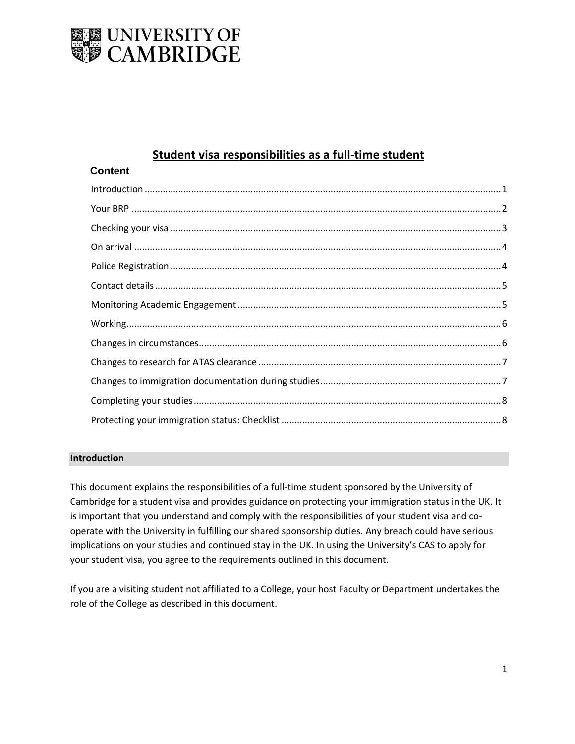UNIVERSITY OF CAMBRIDGE

# Student visa responsibilities as a full-time student

## Content

- Introduction ..... 1
- Your BRP ..... 2
- Checking your visa ..... 3
- On arrival ..... 4
- Police Registration ..... 4
- Contact details ..... 5
- Monitoring Academic Engagement ..... 5
- Working ..... 6
- Changes in circumstances ..... 6
- Changes to research for ATAS clearance ..... 7
- Changes to immigration documentation during studies ..... 7
- Completing your studies ..... 8
- Protecting your immigration status: Checklist ..... 8

## Introduction

This document explains the responsibilities of a full-time student sponsored by the University of Cambridge for a student visa and provides guidance on protecting your immigration status in the UK. It is important that you understand and comply with the responsibilities of your student visa and co-operate with the University in fulfilling our shared sponsorship duties. Any breach could have serious implications on your studies and continued stay in the UK. In using the University's CAS to apply for your student visa, you agree to the requirements outlined in this document.

If you are a visiting student not affiliated to a College, your host Faculty or Department undertakes the role of the College as described in this document.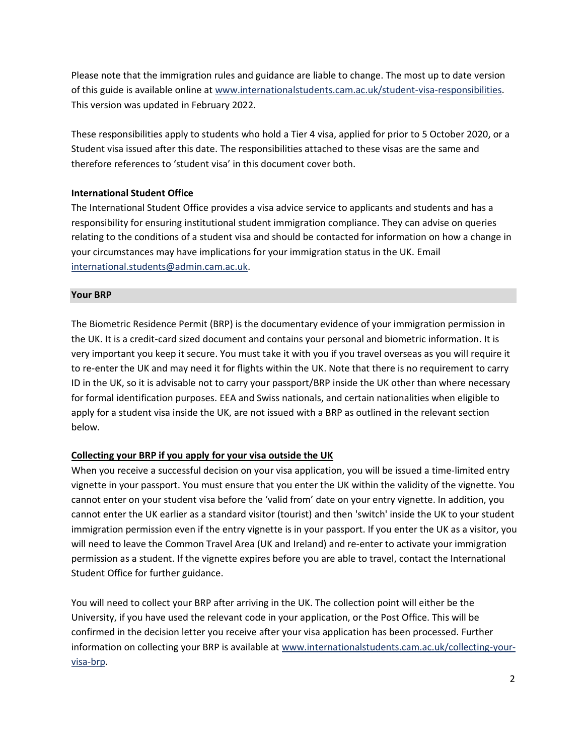Please note that the immigration rules and guidance are liable to change. The most up to date version of this guide is available online at [www.internationalstudents.cam.ac.uk/student-visa-responsibilities](http://www.internationalstudents.cam.ac.uk/student-visa-responsibilities). This version was updated in February 2022.

These responsibilities apply to students who hold a Tier 4 visa, applied for prior to 5 October 2020, or a Student visa issued after this date. The responsibilities attached to these visas are the same and therefore references to 'student visa' in this document cover both.

**International Student Office**

The International Student Office provides a visa advice service to applicants and students and has a responsibility for ensuring institutional student immigration compliance. They can advise on queries relating to the conditions of a student visa and should be contacted for information on how a change in your circumstances may have implications for your immigration status in the UK. Email [international.students@admin.cam.ac.uk](mailto:international.students@admin.cam.ac.uk).

## Your BRP

The Biometric Residence Permit (BRP) is the documentary evidence of your immigration permission in the UK. It is a credit-card sized document and contains your personal and biometric information. It is very important you keep it secure. You must take it with you if you travel overseas as you will require it to re-enter the UK and may need it for flights within the UK. Note that there is no requirement to carry ID in the UK, so it is advisable not to carry your passport/BRP inside the UK other than where necessary for formal identification purposes. EEA and Swiss nationals, and certain nationalities when eligible to apply for a student visa inside the UK, are not issued with a BRP as outlined in the relevant section below.

### Collecting your BRP if you apply for your visa outside the UK

When you receive a successful decision on your visa application, you will be issued a time-limited entry vignette in your passport. You must ensure that you enter the UK within the validity of the vignette. You cannot enter on your student visa before the 'valid from' date on your entry vignette. In addition, you cannot enter the UK earlier as a standard visitor (tourist) and then 'switch' inside the UK to your student immigration permission even if the entry vignette is in your passport. If you enter the UK as a visitor, you will need to leave the Common Travel Area (UK and Ireland) and re-enter to activate your immigration permission as a student. If the vignette expires before you are able to travel, contact the International Student Office for further guidance.

You will need to collect your BRP after arriving in the UK. The collection point will either be the University, if you have used the relevant code in your application, or the Post Office. This will be confirmed in the decision letter you receive after your visa application has been processed. Further information on collecting your BRP is available at [www.internationalstudents.cam.ac.uk/collecting-your-visa-brp](http://www.internationalstudents.cam.ac.uk/collecting-your-visa-brp).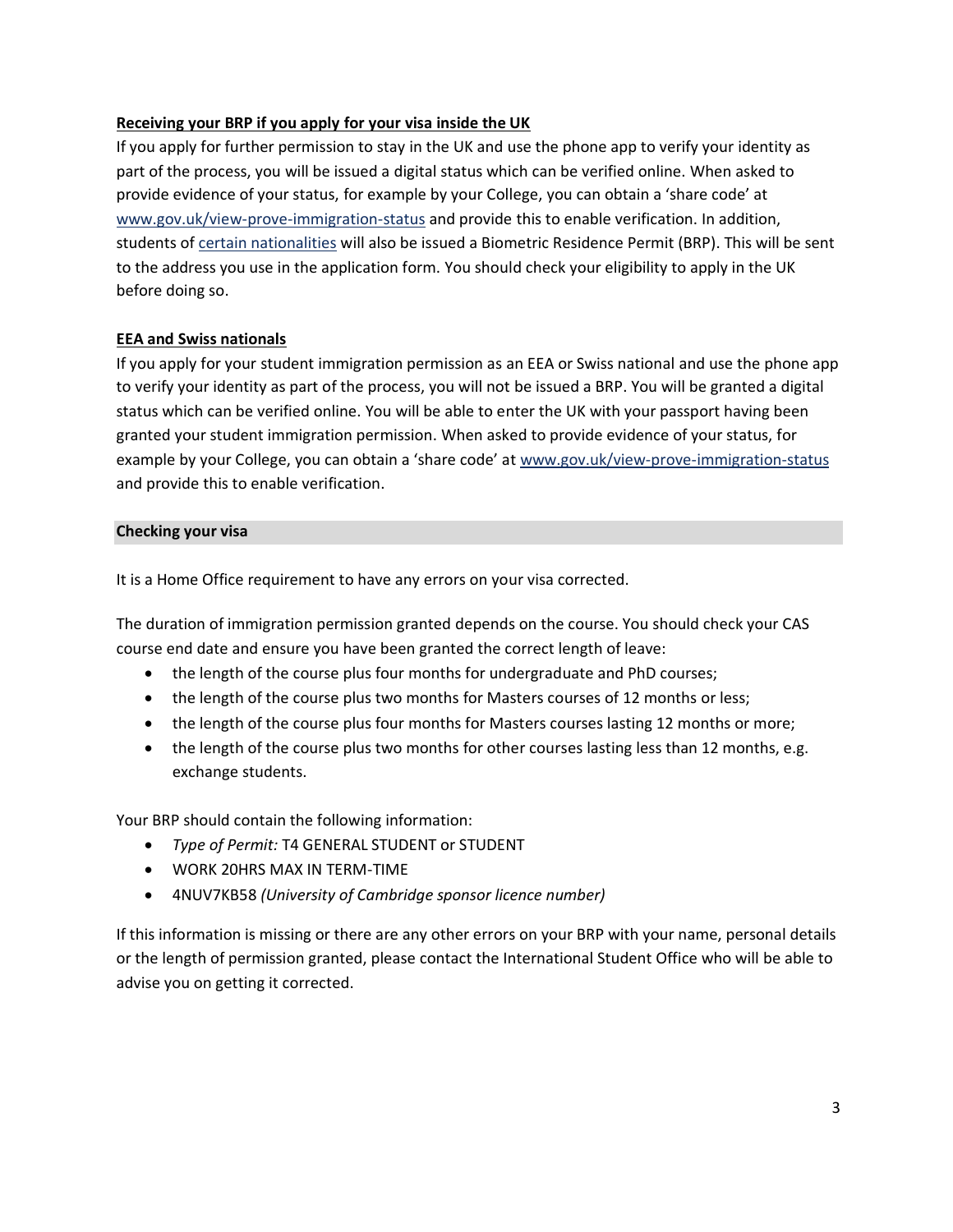**Receiving your BRP if you apply for your visa inside the UK**

If you apply for further permission to stay in the UK and use the phone app to verify your identity as part of the process, you will be issued a digital status which can be verified online. When asked to provide evidence of your status, for example by your College, you can obtain a 'share code' at www.gov.uk/view-prove-immigration-status and provide this to enable verification. In addition, students of certain nationalities will also be issued a Biometric Residence Permit (BRP). This will be sent to the address you use in the application form. You should check your eligibility to apply in the UK before doing so.

**EEA and Swiss nationals**

If you apply for your student immigration permission as an EEA or Swiss national and use the phone app to verify your identity as part of the process, you will not be issued a BRP. You will be granted a digital status which can be verified online. You will be able to enter the UK with your passport having been granted your student immigration permission. When asked to provide evidence of your status, for example by your College, you can obtain a 'share code' at www.gov.uk/view-prove-immigration-status and provide this to enable verification.

## Checking your visa

It is a Home Office requirement to have any errors on your visa corrected.

The duration of immigration permission granted depends on the course. You should check your CAS course end date and ensure you have been granted the correct length of leave:

- the length of the course plus four months for undergraduate and PhD courses;
- the length of the course plus two months for Masters courses of 12 months or less;
- the length of the course plus four months for Masters courses lasting 12 months or more;
- the length of the course plus two months for other courses lasting less than 12 months, e.g. exchange students.

Your BRP should contain the following information:

- *Type of Permit:* T4 GENERAL STUDENT or STUDENT
- WORK 20HRS MAX IN TERM-TIME
- 4NUV7KB58 *(University of Cambridge sponsor licence number)*

If this information is missing or there are any other errors on your BRP with your name, personal details or the length of permission granted, please contact the International Student Office who will be able to advise you on getting it corrected.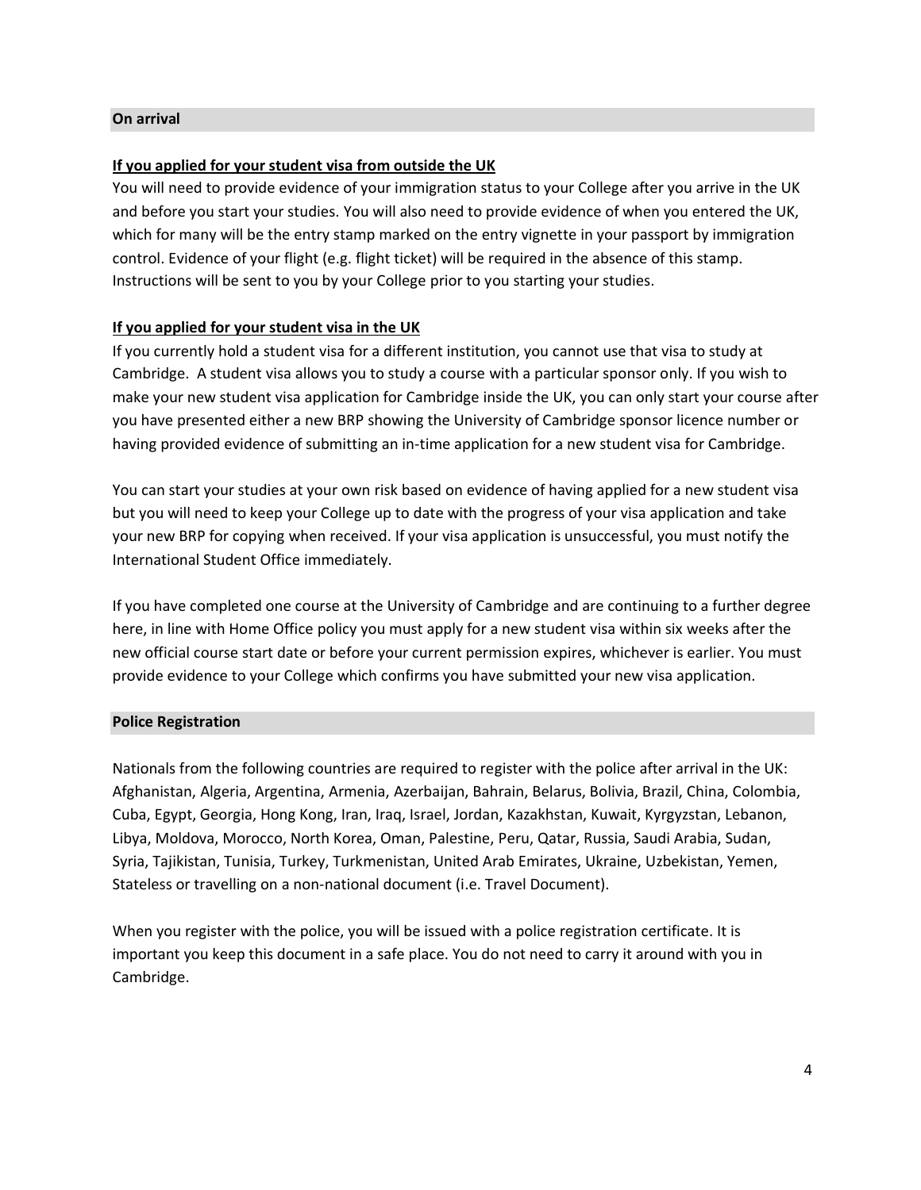## On arrival

### If you applied for your student visa from outside the UK

You will need to provide evidence of your immigration status to your College after you arrive in the UK and before you start your studies. You will also need to provide evidence of when you entered the UK, which for many will be the entry stamp marked on the entry vignette in your passport by immigration control. Evidence of your flight (e.g. flight ticket) will be required in the absence of this stamp. Instructions will be sent to you by your College prior to you starting your studies.

### If you applied for your student visa in the UK

If you currently hold a student visa for a different institution, you cannot use that visa to study at Cambridge. A student visa allows you to study a course with a particular sponsor only. If you wish to make your new student visa application for Cambridge inside the UK, you can only start your course after you have presented either a new BRP showing the University of Cambridge sponsor licence number or having provided evidence of submitting an in-time application for a new student visa for Cambridge.

You can start your studies at your own risk based on evidence of having applied for a new student visa but you will need to keep your College up to date with the progress of your visa application and take your new BRP for copying when received. If your visa application is unsuccessful, you must notify the International Student Office immediately.

If you have completed one course at the University of Cambridge and are continuing to a further degree here, in line with Home Office policy you must apply for a new student visa within six weeks after the new official course start date or before your current permission expires, whichever is earlier. You must provide evidence to your College which confirms you have submitted your new visa application.

## Police Registration

Nationals from the following countries are required to register with the police after arrival in the UK: Afghanistan, Algeria, Argentina, Armenia, Azerbaijan, Bahrain, Belarus, Bolivia, Brazil, China, Colombia, Cuba, Egypt, Georgia, Hong Kong, Iran, Iraq, Israel, Jordan, Kazakhstan, Kuwait, Kyrgyzstan, Lebanon, Libya, Moldova, Morocco, North Korea, Oman, Palestine, Peru, Qatar, Russia, Saudi Arabia, Sudan, Syria, Tajikistan, Tunisia, Turkey, Turkmenistan, United Arab Emirates, Ukraine, Uzbekistan, Yemen, Stateless or travelling on a non-national document (i.e. Travel Document).

When you register with the police, you will be issued with a police registration certificate. It is important you keep this document in a safe place. You do not need to carry it around with you in Cambridge.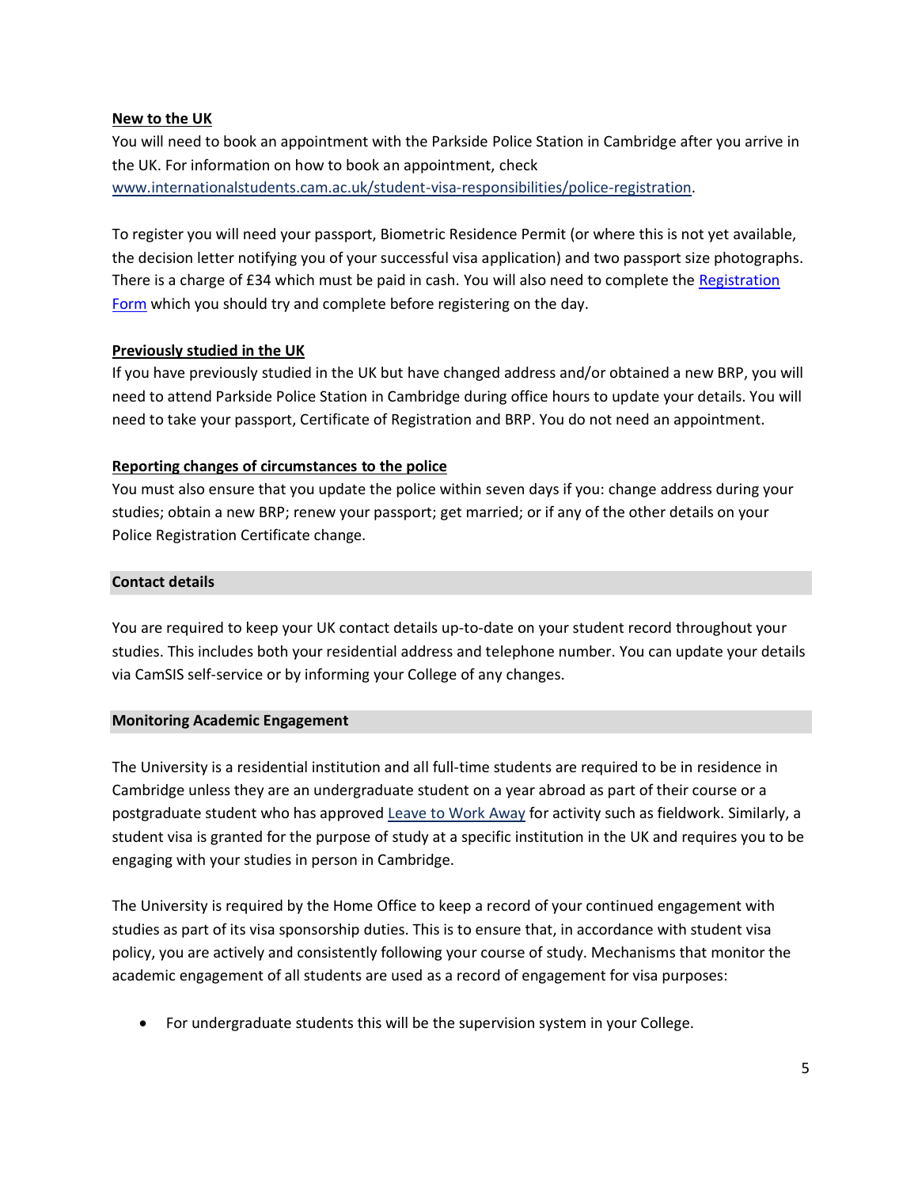**New to the UK**

You will need to book an appointment with the Parkside Police Station in Cambridge after you arrive in the UK. For information on how to book an appointment, check www.internationalstudents.cam.ac.uk/student-visa-responsibilities/police-registration.

To register you will need your passport, Biometric Residence Permit (or where this is not yet available, the decision letter notifying you of your successful visa application) and two passport size photographs. There is a charge of £34 which must be paid in cash. You will also need to complete the Registration Form which you should try and complete before registering on the day.

**Previously studied in the UK**

If you have previously studied in the UK but have changed address and/or obtained a new BRP, you will need to attend Parkside Police Station in Cambridge during office hours to update your details. You will need to take your passport, Certificate of Registration and BRP. You do not need an appointment.

**Reporting changes of circumstances to the police**

You must also ensure that you update the police within seven days if you: change address during your studies; obtain a new BRP; renew your passport; get married; or if any of the other details on your Police Registration Certificate change.

## Contact details

You are required to keep your UK contact details up-to-date on your student record throughout your studies. This includes both your residential address and telephone number. You can update your details via CamSIS self-service or by informing your College of any changes.

## Monitoring Academic Engagement

The University is a residential institution and all full-time students are required to be in residence in Cambridge unless they are an undergraduate student on a year abroad as part of their course or a postgraduate student who has approved Leave to Work Away for activity such as fieldwork. Similarly, a student visa is granted for the purpose of study at a specific institution in the UK and requires you to be engaging with your studies in person in Cambridge.

The University is required by the Home Office to keep a record of your continued engagement with studies as part of its visa sponsorship duties. This is to ensure that, in accordance with student visa policy, you are actively and consistently following your course of study. Mechanisms that monitor the academic engagement of all students are used as a record of engagement for visa purposes:

- For undergraduate students this will be the supervision system in your College.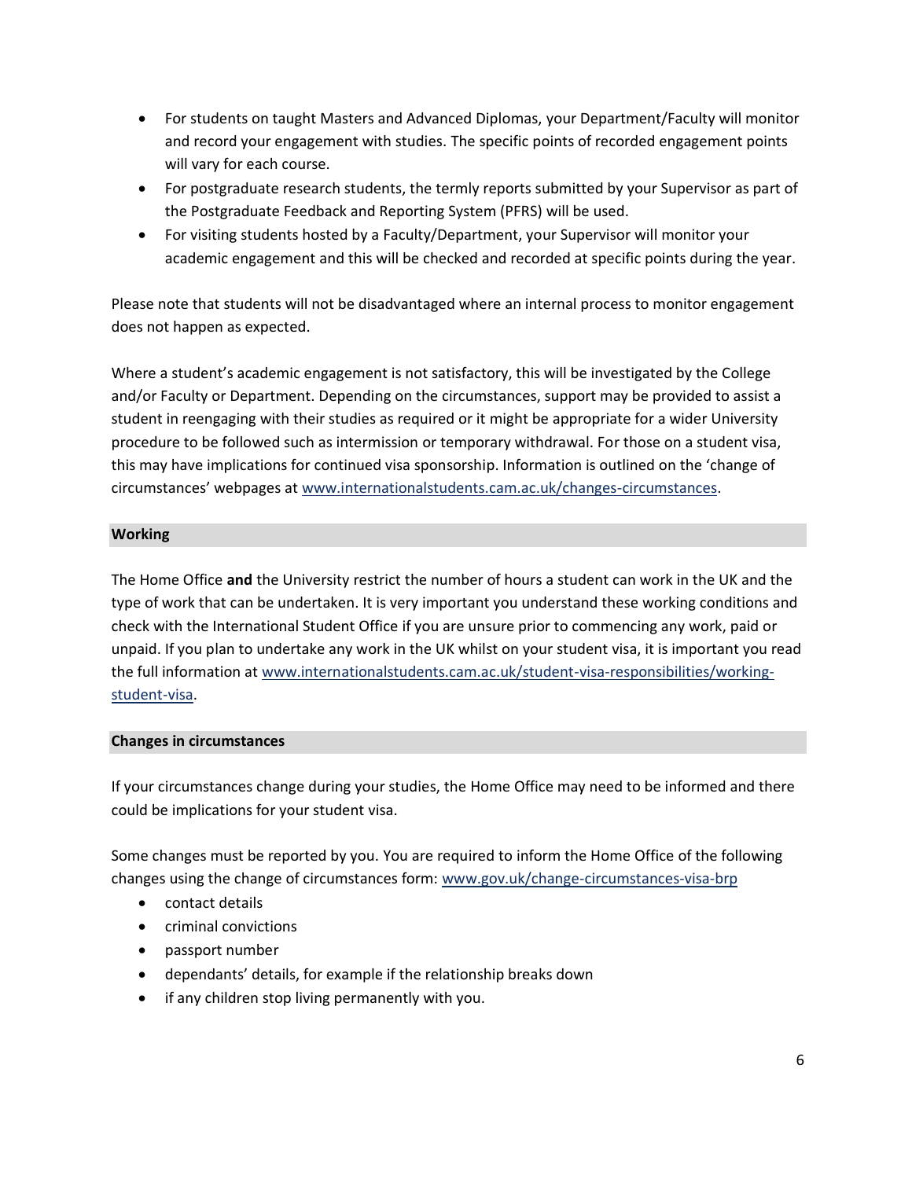- For students on taught Masters and Advanced Diplomas, your Department/Faculty will monitor and record your engagement with studies. The specific points of recorded engagement points will vary for each course.
- For postgraduate research students, the termly reports submitted by your Supervisor as part of the Postgraduate Feedback and Reporting System (PFRS) will be used.
- For visiting students hosted by a Faculty/Department, your Supervisor will monitor your academic engagement and this will be checked and recorded at specific points during the year.

Please note that students will not be disadvantaged where an internal process to monitor engagement does not happen as expected.

Where a student's academic engagement is not satisfactory, this will be investigated by the College and/or Faculty or Department. Depending on the circumstances, support may be provided to assist a student in reengaging with their studies as required or it might be appropriate for a wider University procedure to be followed such as intermission or temporary withdrawal. For those on a student visa, this may have implications for continued visa sponsorship. Information is outlined on the 'change of circumstances' webpages at www.internationalstudents.cam.ac.uk/changes-circumstances.

## Working

The Home Office **and** the University restrict the number of hours a student can work in the UK and the type of work that can be undertaken. It is very important you understand these working conditions and check with the International Student Office if you are unsure prior to commencing any work, paid or unpaid. If you plan to undertake any work in the UK whilst on your student visa, it is important you read the full information at www.internationalstudents.cam.ac.uk/student-visa-responsibilities/working-student-visa.

## Changes in circumstances

If your circumstances change during your studies, the Home Office may need to be informed and there could be implications for your student visa.

Some changes must be reported by you. You are required to inform the Home Office of the following changes using the change of circumstances form: www.gov.uk/change-circumstances-visa-brp

- contact details
- criminal convictions
- passport number
- dependants' details, for example if the relationship breaks down
- if any children stop living permanently with you.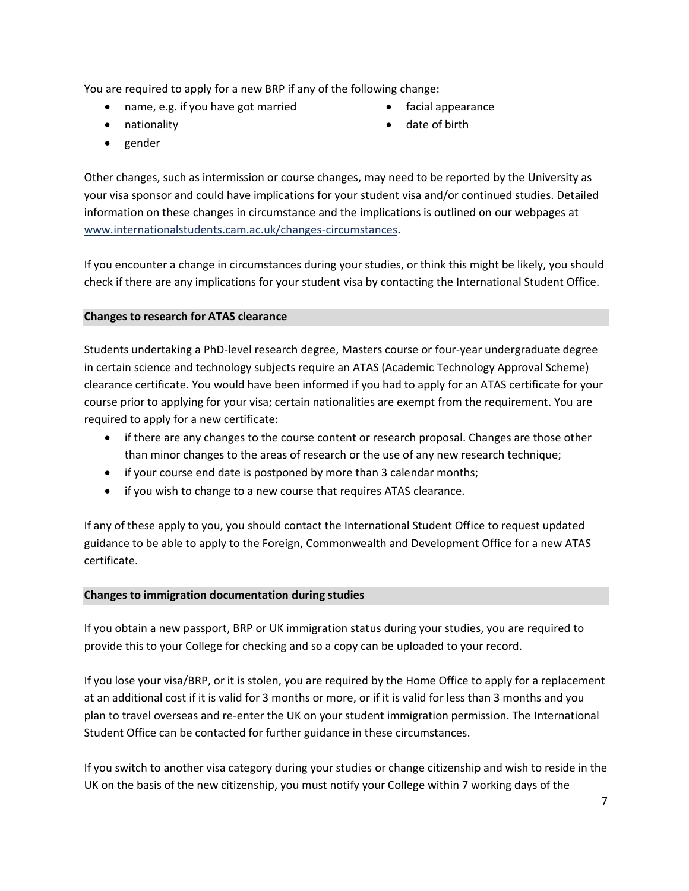You are required to apply for a new BRP if any of the following change:

- name, e.g. if you have got married
- nationality
- gender
- facial appearance
- date of birth

Other changes, such as intermission or course changes, may need to be reported by the University as your visa sponsor and could have implications for your student visa and/or continued studies. Detailed information on these changes in circumstance and the implications is outlined on our webpages at [www.internationalstudents.cam.ac.uk/changes-circumstances](www.internationalstudents.cam.ac.uk/changes-circumstances).

If you encounter a change in circumstances during your studies, or think this might be likely, you should check if there are any implications for your student visa by contacting the International Student Office.

### Changes to research for ATAS clearance

Students undertaking a PhD-level research degree, Masters course or four-year undergraduate degree in certain science and technology subjects require an ATAS (Academic Technology Approval Scheme) clearance certificate. You would have been informed if you had to apply for an ATAS certificate for your course prior to applying for your visa; certain nationalities are exempt from the requirement. You are required to apply for a new certificate:

- if there are any changes to the course content or research proposal. Changes are those other than minor changes to the areas of research or the use of any new research technique;
- if your course end date is postponed by more than 3 calendar months;
- if you wish to change to a new course that requires ATAS clearance.

If any of these apply to you, you should contact the International Student Office to request updated guidance to be able to apply to the Foreign, Commonwealth and Development Office for a new ATAS certificate.

### Changes to immigration documentation during studies

If you obtain a new passport, BRP or UK immigration status during your studies, you are required to provide this to your College for checking and so a copy can be uploaded to your record.

If you lose your visa/BRP, or it is stolen, you are required by the Home Office to apply for a replacement at an additional cost if it is valid for 3 months or more, or if it is valid for less than 3 months and you plan to travel overseas and re-enter the UK on your student immigration permission. The International Student Office can be contacted for further guidance in these circumstances.

If you switch to another visa category during your studies or change citizenship and wish to reside in the UK on the basis of the new citizenship, you must notify your College within 7 working days of the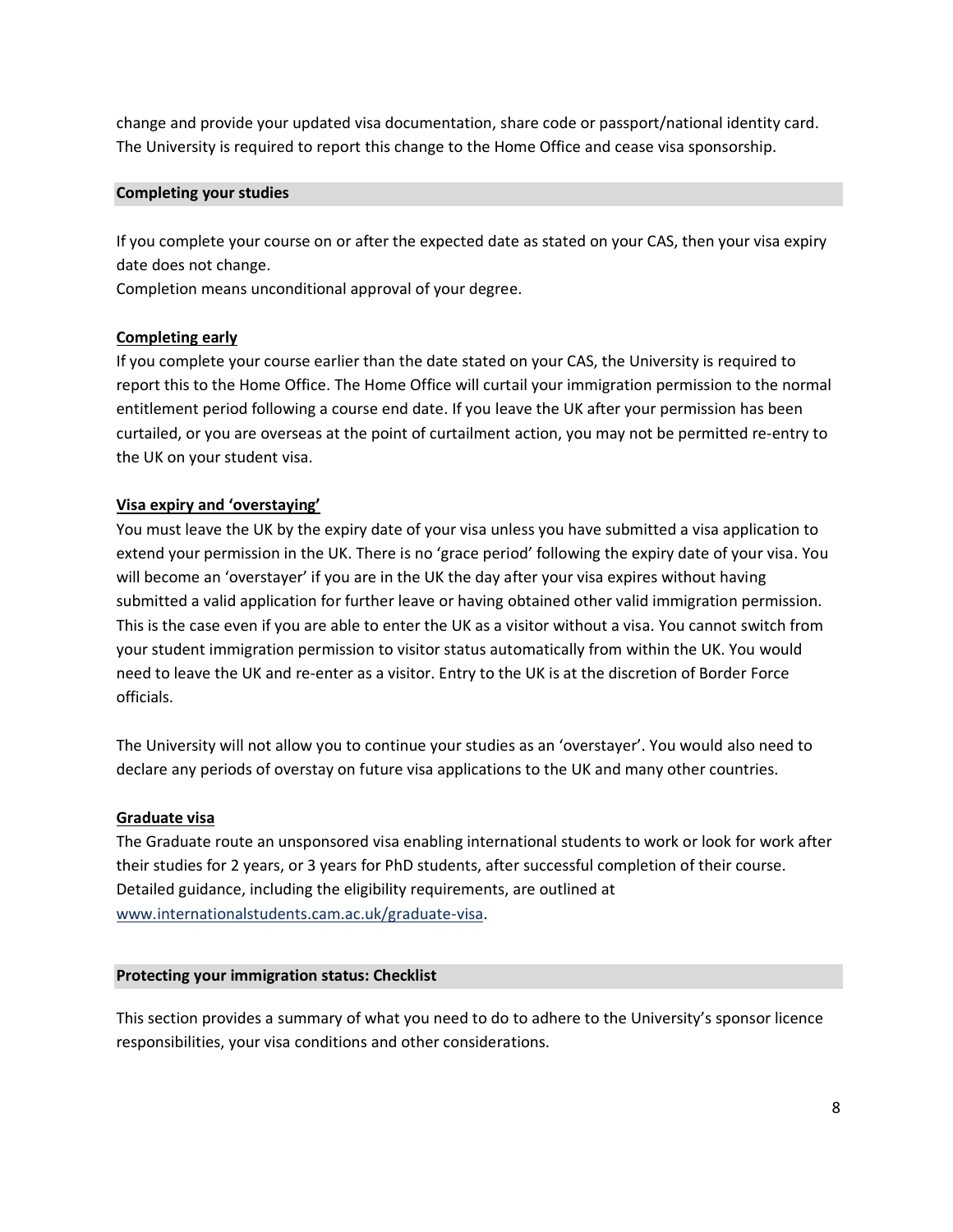change and provide your updated visa documentation, share code or passport/national identity card. The University is required to report this change to the Home Office and cease visa sponsorship.

## Completing your studies

If you complete your course on or after the expected date as stated on your CAS, then your visa expiry date does not change.

Completion means unconditional approval of your degree.

### Completing early

If you complete your course earlier than the date stated on your CAS, the University is required to report this to the Home Office. The Home Office will curtail your immigration permission to the normal entitlement period following a course end date. If you leave the UK after your permission has been curtailed, or you are overseas at the point of curtailment action, you may not be permitted re-entry to the UK on your student visa.

### Visa expiry and 'overstaying'

You must leave the UK by the expiry date of your visa unless you have submitted a visa application to extend your permission in the UK. There is no 'grace period' following the expiry date of your visa. You will become an 'overstayer' if you are in the UK the day after your visa expires without having submitted a valid application for further leave or having obtained other valid immigration permission. This is the case even if you are able to enter the UK as a visitor without a visa. You cannot switch from your student immigration permission to visitor status automatically from within the UK. You would need to leave the UK and re-enter as a visitor. Entry to the UK is at the discretion of Border Force officials.

The University will not allow you to continue your studies as an 'overstayer'. You would also need to declare any periods of overstay on future visa applications to the UK and many other countries.

### Graduate visa

The Graduate route an unsponsored visa enabling international students to work or look for work after their studies for 2 years, or 3 years for PhD students, after successful completion of their course. Detailed guidance, including the eligibility requirements, are outlined at [www.internationalstudents.cam.ac.uk/graduate-visa](www.internationalstudents.cam.ac.uk/graduate-visa).

## Protecting your immigration status: Checklist

This section provides a summary of what you need to do to adhere to the University's sponsor licence responsibilities, your visa conditions and other considerations.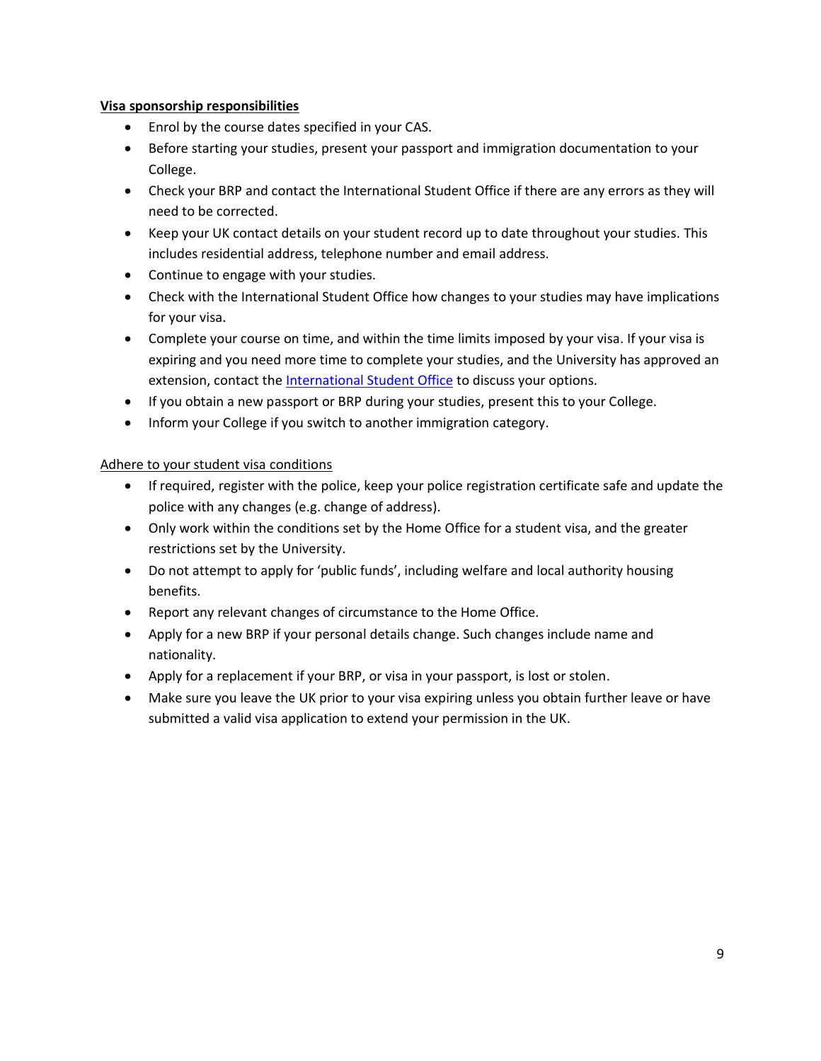**Visa sponsorship responsibilities**

- Enrol by the course dates specified in your CAS.
- Before starting your studies, present your passport and immigration documentation to your College.
- Check your BRP and contact the International Student Office if there are any errors as they will need to be corrected.
- Keep your UK contact details on your student record up to date throughout your studies. This includes residential address, telephone number and email address.
- Continue to engage with your studies.
- Check with the International Student Office how changes to your studies may have implications for your visa.
- Complete your course on time, and within the time limits imposed by your visa. If your visa is expiring and you need more time to complete your studies, and the University has approved an extension, contact the International Student Office to discuss your options.
- If you obtain a new passport or BRP during your studies, present this to your College.
- Inform your College if you switch to another immigration category.

Adhere to your student visa conditions

- If required, register with the police, keep your police registration certificate safe and update the police with any changes (e.g. change of address).
- Only work within the conditions set by the Home Office for a student visa, and the greater restrictions set by the University.
- Do not attempt to apply for 'public funds', including welfare and local authority housing benefits.
- Report any relevant changes of circumstance to the Home Office.
- Apply for a new BRP if your personal details change. Such changes include name and nationality.
- Apply for a replacement if your BRP, or visa in your passport, is lost or stolen.
- Make sure you leave the UK prior to your visa expiring unless you obtain further leave or have submitted a valid visa application to extend your permission in the UK.